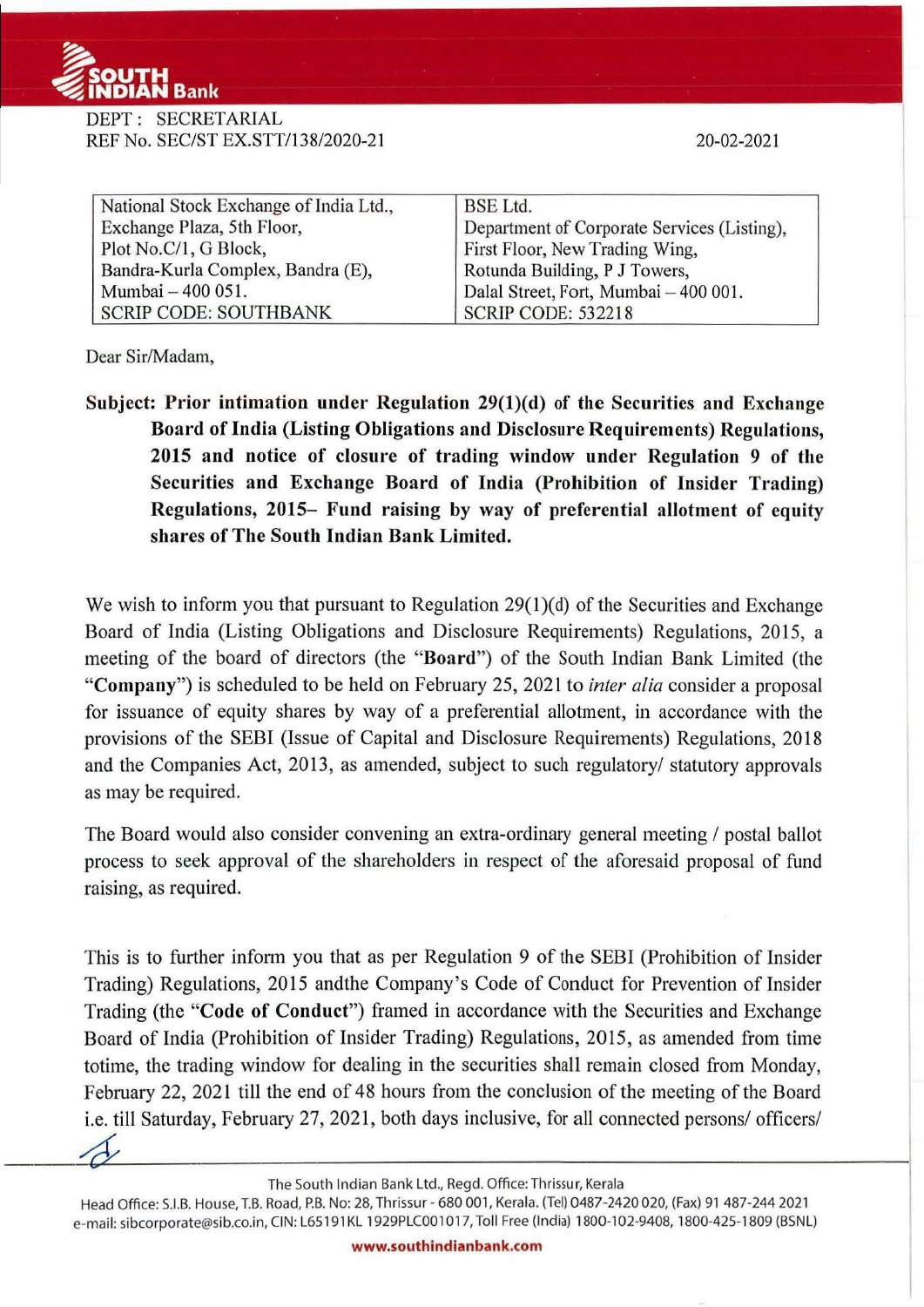DEPT : SECRETARIAL
REF No. SEC/ST EX.STT/138/2020-21

20-02-2021

| National Stock Exchange of India Ltd., | BSE Ltd. |
|---|---|
| Exchange Plaza, 5th Floor, | Department of Corporate Services (Listing), |
| Plot No.C/1, G Block, | First Floor, New Trading Wing, |
| Bandra-Kurla Complex, Bandra (E), | Rotunda Building, P J Towers, |
| Mumbai – 400 051. | Dalal Street, Fort, Mumbai – 400 001. |
| SCRIP CODE: SOUTHBANK | SCRIP CODE: 532218 |

Dear Sir/Madam,

**Subject: Prior intimation under Regulation 29(1)(d) of the Securities and Exchange Board of India (Listing Obligations and Disclosure Requirements) Regulations, 2015 and notice of closure of trading window under Regulation 9 of the Securities and Exchange Board of India (Prohibition of Insider Trading) Regulations, 2015– Fund raising by way of preferential allotment of equity shares of The South Indian Bank Limited.**

We wish to inform you that pursuant to Regulation 29(1)(d) of the Securities and Exchange Board of India (Listing Obligations and Disclosure Requirements) Regulations, 2015, a meeting of the board of directors (the "**Board**") of the South Indian Bank Limited (the "**Company**") is scheduled to be held on February 25, 2021 to *inter alia* consider a proposal for issuance of equity shares by way of a preferential allotment, in accordance with the provisions of the SEBI (Issue of Capital and Disclosure Requirements) Regulations, 2018 and the Companies Act, 2013, as amended, subject to such regulatory/ statutory approvals as may be required.

The Board would also consider convening an extra-ordinary general meeting / postal ballot process to seek approval of the shareholders in respect of the aforesaid proposal of fund raising, as required.

This is to further inform you that as per Regulation 9 of the SEBI (Prohibition of Insider Trading) Regulations, 2015 andthe Company's Code of Conduct for Prevention of Insider Trading (the "**Code of Conduct**") framed in accordance with the Securities and Exchange Board of India (Prohibition of Insider Trading) Regulations, 2015, as amended from time totime, the trading window for dealing in the securities shall remain closed from Monday, February 22, 2021 till the end of 48 hours from the conclusion of the meeting of the Board i.e. till Saturday, February 27, 2021, both days inclusive, for all connected persons/ officers/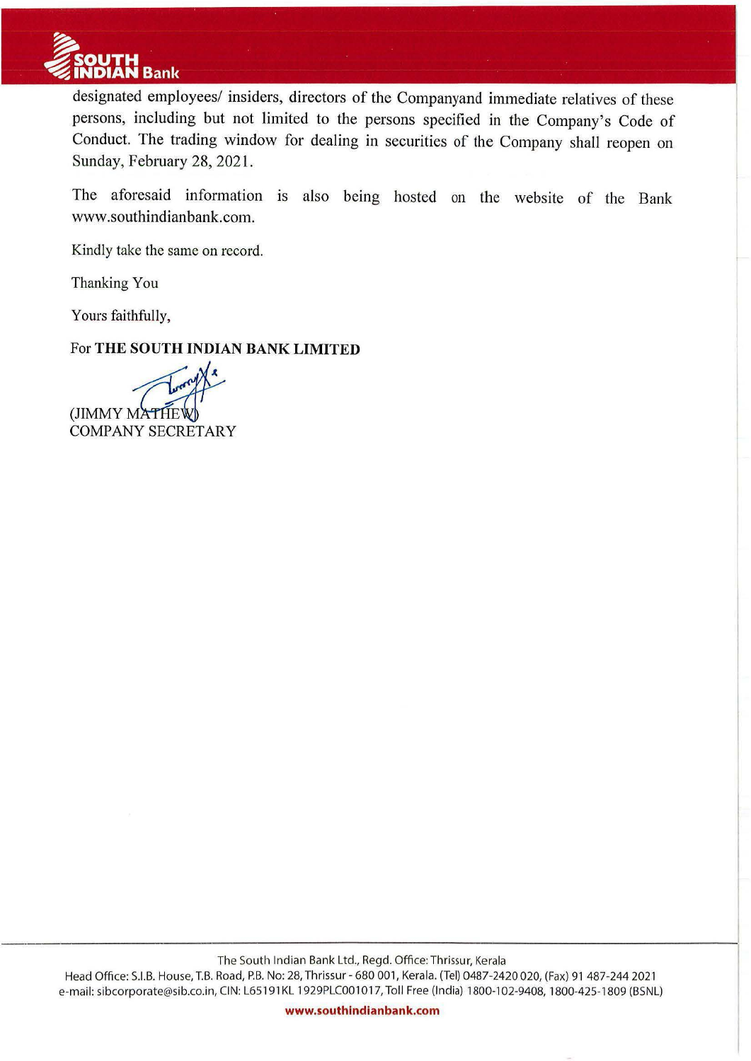designated employees/ insiders, directors of the Companyand immediate relatives of these persons, including but not limited to the persons specified in the Company's Code of Conduct. The trading window for dealing in securities of the Company shall reopen on Sunday, February 28, 2021.

The aforesaid information is also being hosted on the website of the Bank www.southindianbank.com.

Kindly take the same on record.

Thanking You

Yours faithfully,

For **THE SOUTH INDIAN BANK LIMITED**

(JIMMY MATHEW)
COMPANY SECRETARY